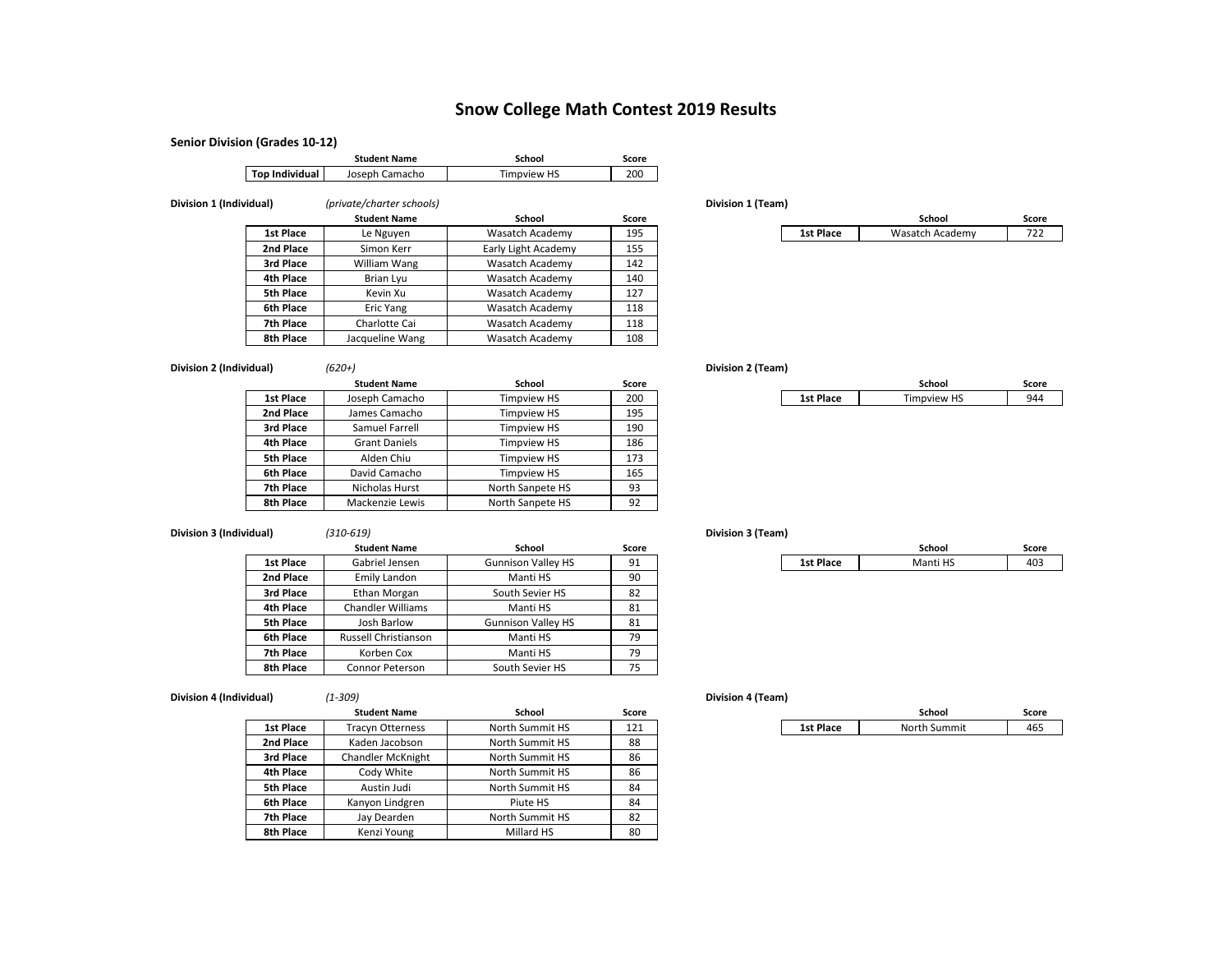# Snow College Math Contest 2019 Results

## Senior Division (Grades 10-12)

| | Student Name | School | Score |
|---|---|---|---|
| **Top Individual** | Joseph Camacho | Timpview HS | 200 |

### Division 1 (Individual) *(private/charter schools)*

| | Student Name | School | Score |
|---|---|---|---|
| **1st Place** | Le Nguyen | Wasatch Academy | 195 |
| **2nd Place** | Simon Kerr | Early Light Academy | 155 |
| **3rd Place** | William Wang | Wasatch Academy | 142 |
| **4th Place** | Brian Lyu | Wasatch Academy | 140 |
| **5th Place** | Kevin Xu | Wasatch Academy | 127 |
| **6th Place** | Eric Yang | Wasatch Academy | 118 |
| **7th Place** | Charlotte Cai | Wasatch Academy | 118 |
| **8th Place** | Jacqueline Wang | Wasatch Academy | 108 |

### Division 1 (Team)

| | School | Score |
|---|---|---|
| **1st Place** | Wasatch Academy | 722 |

### Division 2 (Individual) *(620+)*

| | Student Name | School | Score |
|---|---|---|---|
| **1st Place** | Joseph Camacho | Timpview HS | 200 |
| **2nd Place** | James Camacho | Timpview HS | 195 |
| **3rd Place** | Samuel Farrell | Timpview HS | 190 |
| **4th Place** | Grant Daniels | Timpview HS | 186 |
| **5th Place** | Alden Chiu | Timpview HS | 173 |
| **6th Place** | David Camacho | Timpview HS | 165 |
| **7th Place** | Nicholas Hurst | North Sanpete HS | 93 |
| **8th Place** | Mackenzie Lewis | North Sanpete HS | 92 |

### Division 2 (Team)

| | School | Score |
|---|---|---|
| **1st Place** | Timpview HS | 944 |

### Division 3 (Individual) *(310-619)*

| | Student Name | School | Score |
|---|---|---|---|
| **1st Place** | Gabriel Jensen | Gunnison Valley HS | 91 |
| **2nd Place** | Emily Landon | Manti HS | 90 |
| **3rd Place** | Ethan Morgan | South Sevier HS | 82 |
| **4th Place** | Chandler Williams | Manti HS | 81 |
| **5th Place** | Josh Barlow | Gunnison Valley HS | 81 |
| **6th Place** | Russell Christianson | Manti HS | 79 |
| **7th Place** | Korben Cox | Manti HS | 79 |
| **8th Place** | Connor Peterson | South Sevier HS | 75 |

### Division 3 (Team)

| | School | Score |
|---|---|---|
| **1st Place** | Manti HS | 403 |

### Division 4 (Individual) *(1-309)*

| | Student Name | School | Score |
|---|---|---|---|
| **1st Place** | Tracyn Otterness | North Summit HS | 121 |
| **2nd Place** | Kaden Jacobson | North Summit HS | 88 |
| **3rd Place** | Chandler McKnight | North Summit HS | 86 |
| **4th Place** | Cody White | North Summit HS | 86 |
| **5th Place** | Austin Judi | North Summit HS | 84 |
| **6th Place** | Kanyon Lindgren | Piute HS | 84 |
| **7th Place** | Jay Dearden | North Summit HS | 82 |
| **8th Place** | Kenzi Young | Millard HS | 80 |

### Division 4 (Team)

| | School | Score |
|---|---|---|
| **1st Place** | North Summit | 465 |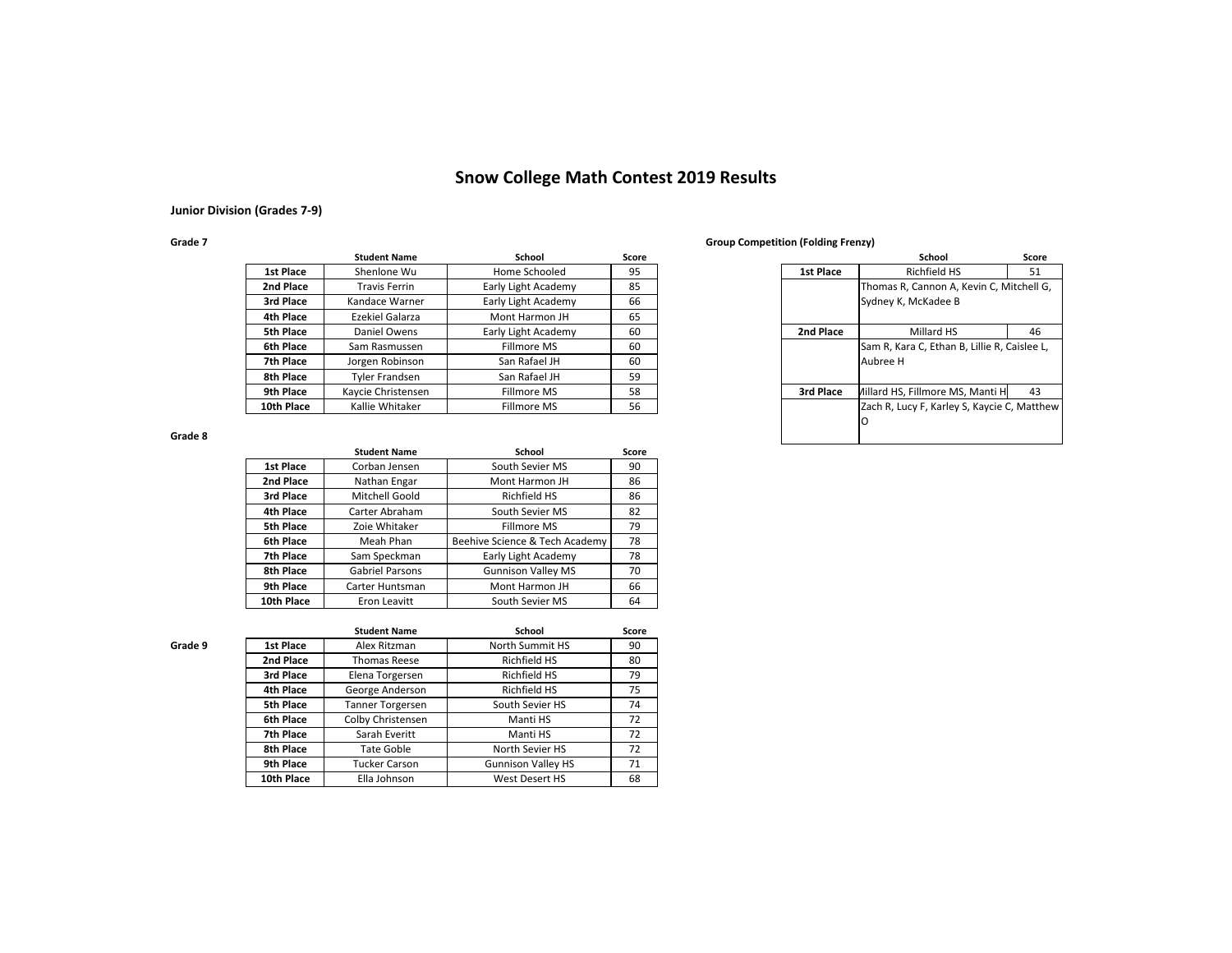# Snow College Math Contest 2019 Results

**Junior Division (Grades 7-9)**

**Grade 7**

| | Student Name | School | Score |
|---|---|---|---|
| **1st Place** | Shenlone Wu | Home Schooled | 95 |
| **2nd Place** | Travis Ferrin | Early Light Academy | 85 |
| **3rd Place** | Kandace Warner | Early Light Academy | 66 |
| **4th Place** | Ezekiel Galarza | Mont Harmon JH | 65 |
| **5th Place** | Daniel Owens | Early Light Academy | 60 |
| **6th Place** | Sam Rasmussen | Fillmore MS | 60 |
| **7th Place** | Jorgen Robinson | San Rafael JH | 60 |
| **8th Place** | Tyler Frandsen | San Rafael JH | 59 |
| **9th Place** | Kaycie Christensen | Fillmore MS | 58 |
| **10th Place** | Kallie Whitaker | Fillmore MS | 56 |

**Grade 8**

| | Student Name | School | Score |
|---|---|---|---|
| **1st Place** | Corban Jensen | South Sevier MS | 90 |
| **2nd Place** | Nathan Engar | Mont Harmon JH | 86 |
| **3rd Place** | Mitchell Goold | Richfield HS | 86 |
| **4th Place** | Carter Abraham | South Sevier MS | 82 |
| **5th Place** | Zoie Whitaker | Fillmore MS | 79 |
| **6th Place** | Meah Phan | Beehive Science & Tech Academy | 78 |
| **7th Place** | Sam Speckman | Early Light Academy | 78 |
| **8th Place** | Gabriel Parsons | Gunnison Valley MS | 70 |
| **9th Place** | Carter Huntsman | Mont Harmon JH | 66 |
| **10th Place** | Eron Leavitt | South Sevier MS | 64 |

**Grade 9**

| | Student Name | School | Score |
|---|---|---|---|
| **1st Place** | Alex Ritzman | North Summit HS | 90 |
| **2nd Place** | Thomas Reese | Richfield HS | 80 |
| **3rd Place** | Elena Torgersen | Richfield HS | 79 |
| **4th Place** | George Anderson | Richfield HS | 75 |
| **5th Place** | Tanner Torgersen | South Sevier HS | 74 |
| **6th Place** | Colby Christensen | Manti HS | 72 |
| **7th Place** | Sarah Everitt | Manti HS | 72 |
| **8th Place** | Tate Goble | North Sevier HS | 72 |
| **9th Place** | Tucker Carson | Gunnison Valley HS | 71 |
| **10th Place** | Ella Johnson | West Desert HS | 68 |

**Group Competition (Folding Frenzy)**

| | School | Score |
|---|---|---|
| **1st Place** | Richfield HS | 51 |
| | Thomas R, Cannon A, Kevin C, Mitchell G, Sydney K, McKadee B | |
| **2nd Place** | Millard HS | 46 |
| | Sam R, Kara C, Ethan B, Lillie R, Caislee L, Aubree H | |
| **3rd Place** | Millard HS, Fillmore MS, Manti H | 43 |
| | Zach R, Lucy F, Karley S, Kaycie C, Matthew O | |